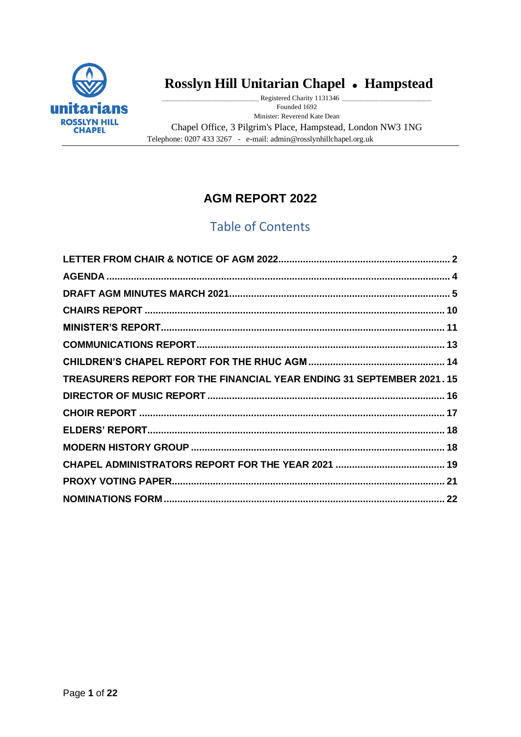# Rosslyn Hill Unitarian Chapel • Hampstead

Registered Charity 1131346

Founded 1692

Minister: Reverend Kate Dean

Chapel Office, 3 Pilgrim's Place, Hampstead, London NW3 1NG

Telephone: 0207 433 3267 - e-mail: admin@rosslynhillchapel.org.uk

## AGM REPORT 2022

### Table of Contents

| | |
|---|---|
| **LETTER FROM CHAIR & NOTICE OF AGM 2022** | **2** |
| **AGENDA** | **4** |
| **DRAFT AGM MINUTES MARCH 2021** | **5** |
| **CHAIRS REPORT** | **10** |
| **MINISTER'S REPORT** | **11** |
| **COMMUNICATIONS REPORT** | **13** |
| **CHILDREN'S CHAPEL REPORT FOR THE RHUC AGM** | **14** |
| **TREASURERS REPORT FOR THE FINANCIAL YEAR ENDING 31 SEPTEMBER 2021** | **15** |
| **DIRECTOR OF MUSIC REPORT** | **16** |
| **CHOIR REPORT** | **17** |
| **ELDERS' REPORT** | **18** |
| **MODERN HISTORY GROUP** | **18** |
| **CHAPEL ADMINISTRATORS REPORT FOR THE YEAR 2021** | **19** |
| **PROXY VOTING PAPER** | **21** |
| **NOMINATIONS FORM** | **22** |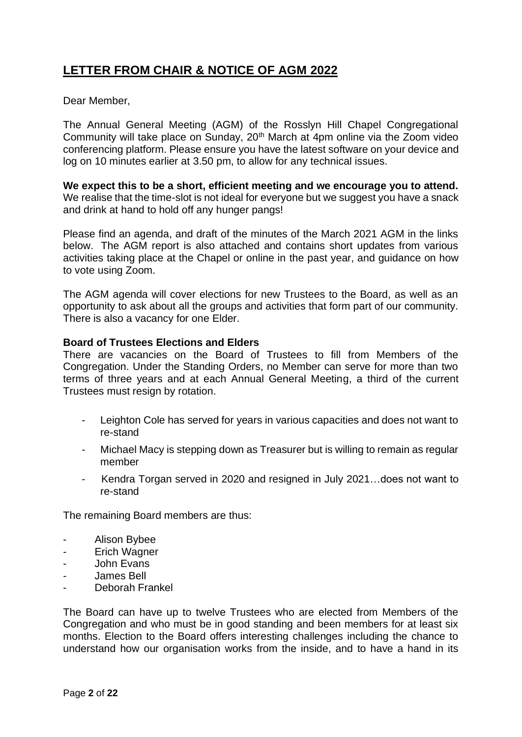# LETTER FROM CHAIR & NOTICE OF AGM 2022

Dear Member,

The Annual General Meeting (AGM) of the Rosslyn Hill Chapel Congregational Community will take place on Sunday, 20th March at 4pm online via the Zoom video conferencing platform. Please ensure you have the latest software on your device and log on 10 minutes earlier at 3.50 pm, to allow for any technical issues.

**We expect this to be a short, efficient meeting and we encourage you to attend.** We realise that the time-slot is not ideal for everyone but we suggest you have a snack and drink at hand to hold off any hunger pangs!

Please find an agenda, and draft of the minutes of the March 2021 AGM in the links below. The AGM report is also attached and contains short updates from various activities taking place at the Chapel or online in the past year, and guidance on how to vote using Zoom.

The AGM agenda will cover elections for new Trustees to the Board, as well as an opportunity to ask about all the groups and activities that form part of our community. There is also a vacancy for one Elder.

**Board of Trustees Elections and Elders**

There are vacancies on the Board of Trustees to fill from Members of the Congregation. Under the Standing Orders, no Member can serve for more than two terms of three years and at each Annual General Meeting, a third of the current Trustees must resign by rotation.

- Leighton Cole has served for years in various capacities and does not want to re-stand
- Michael Macy is stepping down as Treasurer but is willing to remain as regular member
- Kendra Torgan served in 2020 and resigned in July 2021…does not want to re-stand

The remaining Board members are thus:

- Alison Bybee
- Erich Wagner
- John Evans
- James Bell
- Deborah Frankel

The Board can have up to twelve Trustees who are elected from Members of the Congregation and who must be in good standing and been members for at least six months. Election to the Board offers interesting challenges including the chance to understand how our organisation works from the inside, and to have a hand in its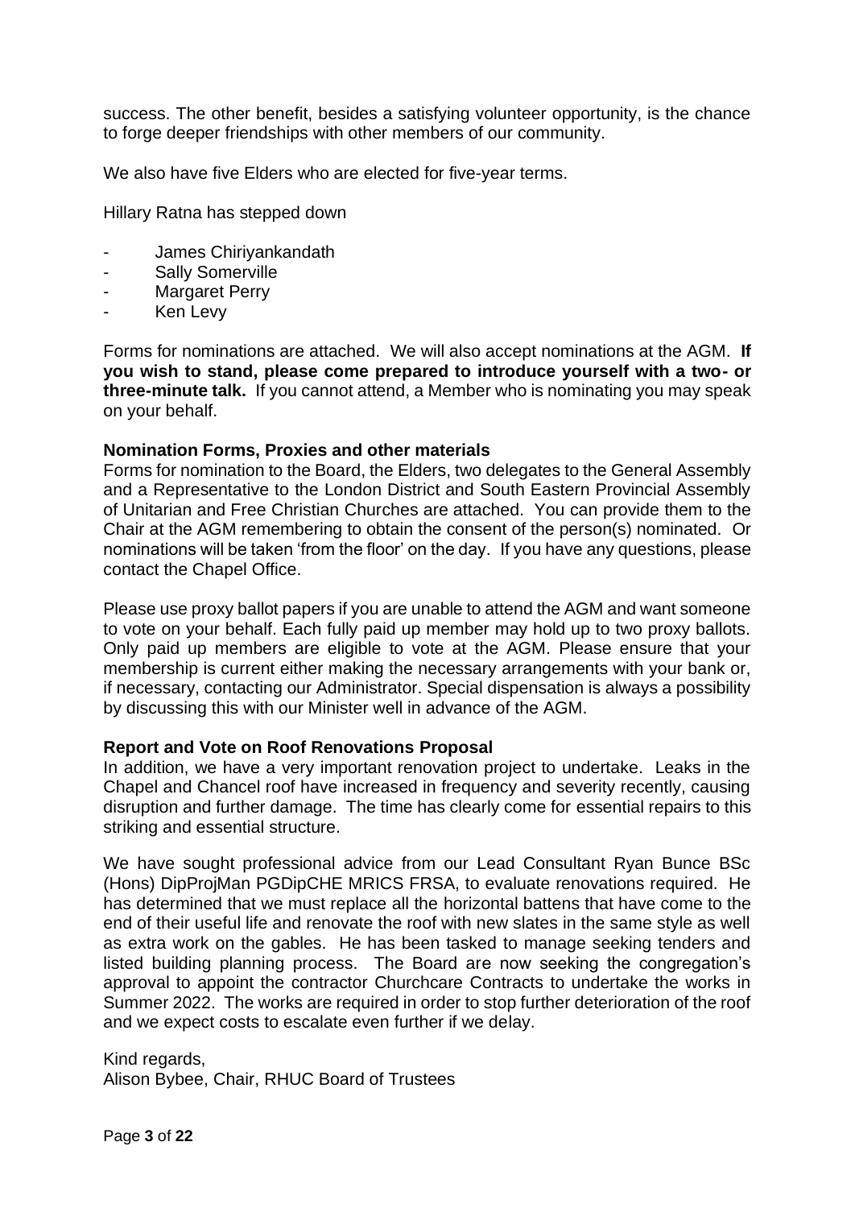success. The other benefit, besides a satisfying volunteer opportunity, is the chance to forge deeper friendships with other members of our community.

We also have five Elders who are elected for five-year terms.

Hillary Ratna has stepped down

- James Chiriyankandath
- Sally Somerville
- Margaret Perry
- Ken Levy

Forms for nominations are attached. We will also accept nominations at the AGM. **If you wish to stand, please come prepared to introduce yourself with a two- or three-minute talk.** If you cannot attend, a Member who is nominating you may speak on your behalf.

**Nomination Forms, Proxies and other materials**

Forms for nomination to the Board, the Elders, two delegates to the General Assembly and a Representative to the London District and South Eastern Provincial Assembly of Unitarian and Free Christian Churches are attached. You can provide them to the Chair at the AGM remembering to obtain the consent of the person(s) nominated. Or nominations will be taken 'from the floor' on the day. If you have any questions, please contact the Chapel Office.

Please use proxy ballot papers if you are unable to attend the AGM and want someone to vote on your behalf. Each fully paid up member may hold up to two proxy ballots. Only paid up members are eligible to vote at the AGM. Please ensure that your membership is current either making the necessary arrangements with your bank or, if necessary, contacting our Administrator. Special dispensation is always a possibility by discussing this with our Minister well in advance of the AGM.

**Report and Vote on Roof Renovations Proposal**

In addition, we have a very important renovation project to undertake. Leaks in the Chapel and Chancel roof have increased in frequency and severity recently, causing disruption and further damage. The time has clearly come for essential repairs to this striking and essential structure.

We have sought professional advice from our Lead Consultant Ryan Bunce BSc (Hons) DipProjMan PGDipCHE MRICS FRSA, to evaluate renovations required. He has determined that we must replace all the horizontal battens that have come to the end of their useful life and renovate the roof with new slates in the same style as well as extra work on the gables. He has been tasked to manage seeking tenders and listed building planning process. The Board are now seeking the congregation's approval to appoint the contractor Churchcare Contracts to undertake the works in Summer 2022. The works are required in order to stop further deterioration of the roof and we expect costs to escalate even further if we delay.

Kind regards,
Alison Bybee, Chair, RHUC Board of Trustees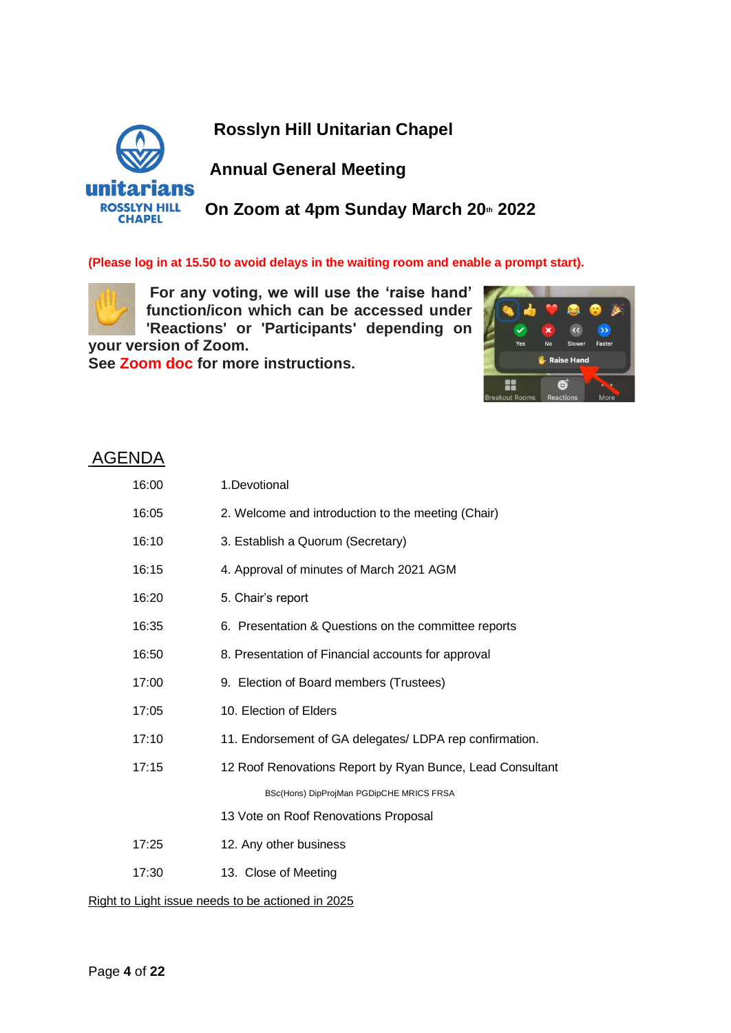# Rosslyn Hill Unitarian Chapel

## Annual General Meeting

## On Zoom at 4pm Sunday March 20th 2022

**(Please log in at 15.50 to avoid delays in the waiting room and enable a prompt start).**

**For any voting, we will use the 'raise hand' function/icon which can be accessed under 'Reactions' or 'Participants' depending on your version of Zoom.**
**See Zoom doc for more instructions.**

## AGENDA

| | |
|---|---|
| 16:00 | 1.Devotional |
| 16:05 | 2. Welcome and introduction to the meeting (Chair) |
| 16:10 | 3. Establish a Quorum (Secretary) |
| 16:15 | 4. Approval of minutes of March 2021 AGM |
| 16:20 | 5. Chair's report |
| 16:35 | 6. Presentation & Questions on the committee reports |
| 16:50 | 8. Presentation of Financial accounts for approval |
| 17:00 | 9. Election of Board members (Trustees) |
| 17:05 | 10. Election of Elders |
| 17:10 | 11. Endorsement of GA delegates/ LDPA rep confirmation. |
| 17:15 | 12 Roof Renovations Report by Ryan Bunce, Lead Consultant<br>BSc(Hons) DipProjMan PGDipCHE MRICS FRSA |
| | 13 Vote on Roof Renovations Proposal |
| 17:25 | 12. Any other business |
| 17:30 | 13. Close of Meeting |

Right to Light issue needs to be actioned in 2025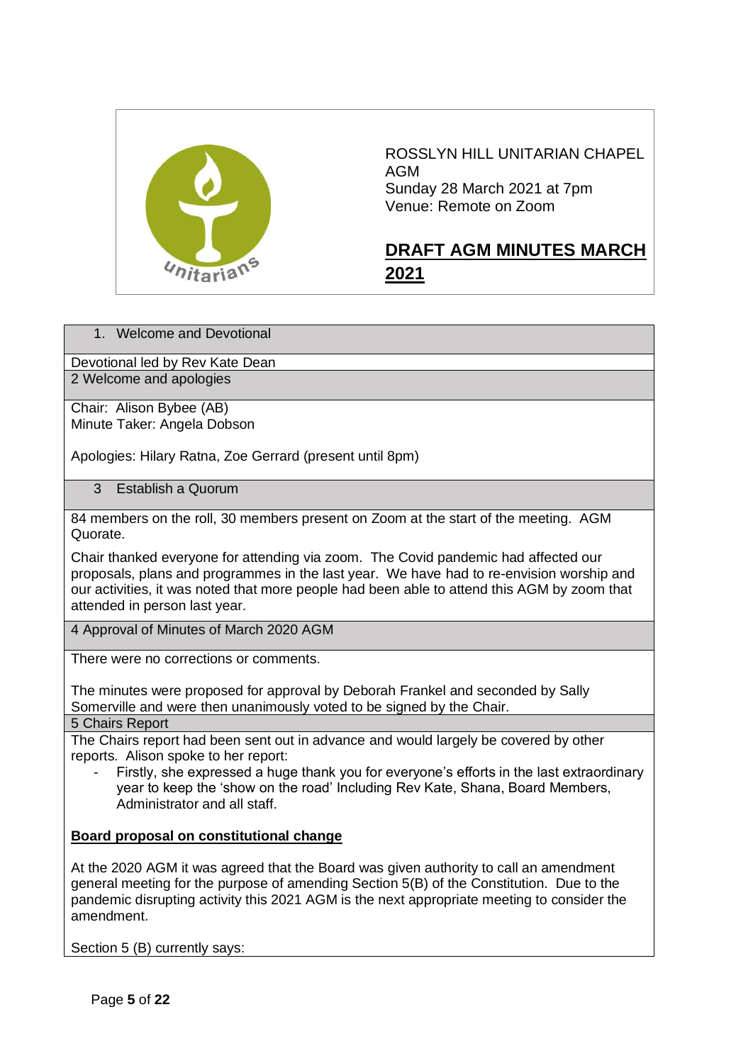ROSSLYN HILL UNITARIAN CHAPEL
AGM
Sunday 28 March 2021 at 7pm
Venue: Remote on Zoom

# DRAFT AGM MINUTES MARCH 2021

## 1. Welcome and Devotional

Devotional led by Rev Kate Dean

## 2 Welcome and apologies

Chair: Alison Bybee (AB)
Minute Taker: Angela Dobson

Apologies: Hilary Ratna, Zoe Gerrard (present until 8pm)

## 3 Establish a Quorum

84 members on the roll, 30 members present on Zoom at the start of the meeting. AGM Quorate.

Chair thanked everyone for attending via zoom. The Covid pandemic had affected our proposals, plans and programmes in the last year. We have had to re-envision worship and our activities, it was noted that more people had been able to attend this AGM by zoom that attended in person last year.

## 4 Approval of Minutes of March 2020 AGM

There were no corrections or comments.

The minutes were proposed for approval by Deborah Frankel and seconded by Sally Somerville and were then unanimously voted to be signed by the Chair.

## 5 Chairs Report

The Chairs report had been sent out in advance and would largely be covered by other reports. Alison spoke to her report:

- Firstly, she expressed a huge thank you for everyone's efforts in the last extraordinary year to keep the 'show on the road' Including Rev Kate, Shana, Board Members, Administrator and all staff.

**Board proposal on constitutional change**

At the 2020 AGM it was agreed that the Board was given authority to call an amendment general meeting for the purpose of amending Section 5(B) of the Constitution. Due to the pandemic disrupting activity this 2021 AGM is the next appropriate meeting to consider the amendment.

Section 5 (B) currently says: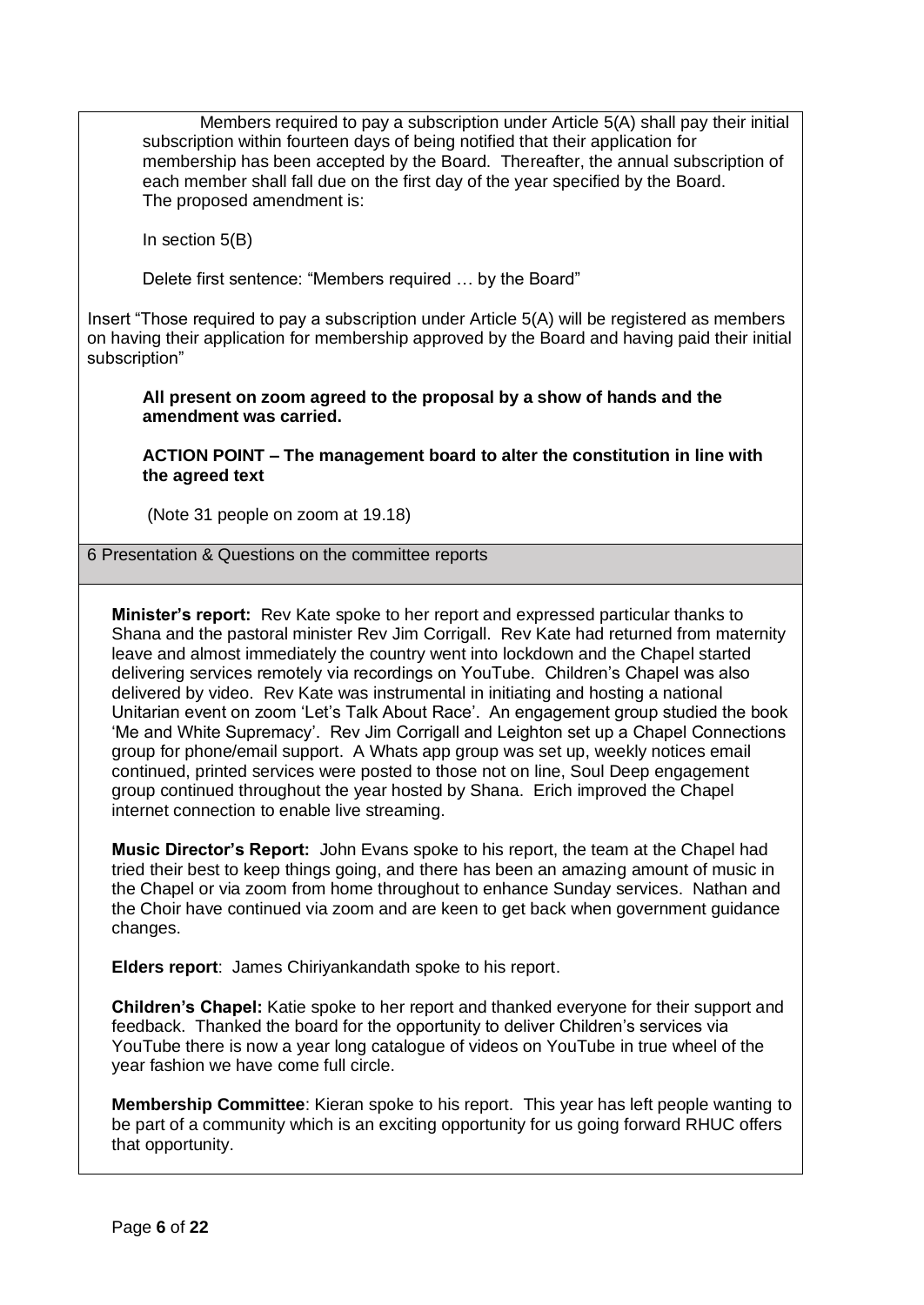Members required to pay a subscription under Article 5(A) shall pay their initial subscription within fourteen days of being notified that their application for membership has been accepted by the Board. Thereafter, the annual subscription of each member shall fall due on the first day of the year specified by the Board.
The proposed amendment is:

In section 5(B)

Delete first sentence: "Members required … by the Board"

Insert "Those required to pay a subscription under Article 5(A) will be registered as members on having their application for membership approved by the Board and having paid their initial subscription"

**All present on zoom agreed to the proposal by a show of hands and the amendment was carried.**

**ACTION POINT – The management board to alter the constitution in line with the agreed text**

(Note 31 people on zoom at 19.18)

## 6 Presentation & Questions on the committee reports

**Minister's report:** Rev Kate spoke to her report and expressed particular thanks to Shana and the pastoral minister Rev Jim Corrigall. Rev Kate had returned from maternity leave and almost immediately the country went into lockdown and the Chapel started delivering services remotely via recordings on YouTube. Children's Chapel was also delivered by video. Rev Kate was instrumental in initiating and hosting a national Unitarian event on zoom 'Let's Talk About Race'. An engagement group studied the book 'Me and White Supremacy'. Rev Jim Corrigall and Leighton set up a Chapel Connections group for phone/email support. A Whats app group was set up, weekly notices email continued, printed services were posted to those not on line, Soul Deep engagement group continued throughout the year hosted by Shana. Erich improved the Chapel internet connection to enable live streaming.

**Music Director's Report:** John Evans spoke to his report, the team at the Chapel had tried their best to keep things going, and there has been an amazing amount of music in the Chapel or via zoom from home throughout to enhance Sunday services. Nathan and the Choir have continued via zoom and are keen to get back when government guidance changes.

**Elders report**: James Chiriyankandath spoke to his report.

**Children's Chapel:** Katie spoke to her report and thanked everyone for their support and feedback. Thanked the board for the opportunity to deliver Children's services via YouTube there is now a year long catalogue of videos on YouTube in true wheel of the year fashion we have come full circle.

**Membership Committee**: Kieran spoke to his report. This year has left people wanting to be part of a community which is an exciting opportunity for us going forward RHUC offers that opportunity.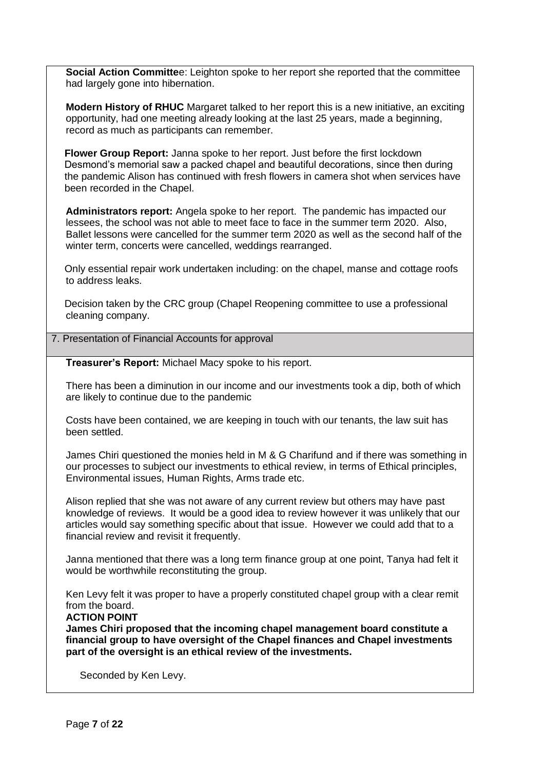**Social Action Committee**: Leighton spoke to her report she reported that the committee had largely gone into hibernation.

**Modern History of RHUC** Margaret talked to her report this is a new initiative, an exciting opportunity, had one meeting already looking at the last 25 years, made a beginning, record as much as participants can remember.

**Flower Group Report:** Janna spoke to her report. Just before the first lockdown Desmond's memorial saw a packed chapel and beautiful decorations, since then during the pandemic Alison has continued with fresh flowers in camera shot when services have been recorded in the Chapel.

**Administrators report:** Angela spoke to her report. The pandemic has impacted our lessees, the school was not able to meet face to face in the summer term 2020. Also, Ballet lessons were cancelled for the summer term 2020 as well as the second half of the winter term, concerts were cancelled, weddings rearranged.

Only essential repair work undertaken including: on the chapel, manse and cottage roofs to address leaks.

Decision taken by the CRC group (Chapel Reopening committee to use a professional cleaning company.

## 7. Presentation of Financial Accounts for approval

**Treasurer's Report:** Michael Macy spoke to his report.

There has been a diminution in our income and our investments took a dip, both of which are likely to continue due to the pandemic

Costs have been contained, we are keeping in touch with our tenants, the law suit has been settled.

James Chiri questioned the monies held in M & G Charifund and if there was something in our processes to subject our investments to ethical review, in terms of Ethical principles, Environmental issues, Human Rights, Arms trade etc.

Alison replied that she was not aware of any current review but others may have past knowledge of reviews. It would be a good idea to review however it was unlikely that our articles would say something specific about that issue. However we could add that to a financial review and revisit it frequently.

Janna mentioned that there was a long term finance group at one point, Tanya had felt it would be worthwhile reconstituting the group.

Ken Levy felt it was proper to have a properly constituted chapel group with a clear remit from the board.

**ACTION POINT**

**James Chiri proposed that the incoming chapel management board constitute a financial group to have oversight of the Chapel finances and Chapel investments part of the oversight is an ethical review of the investments.**

Seconded by Ken Levy.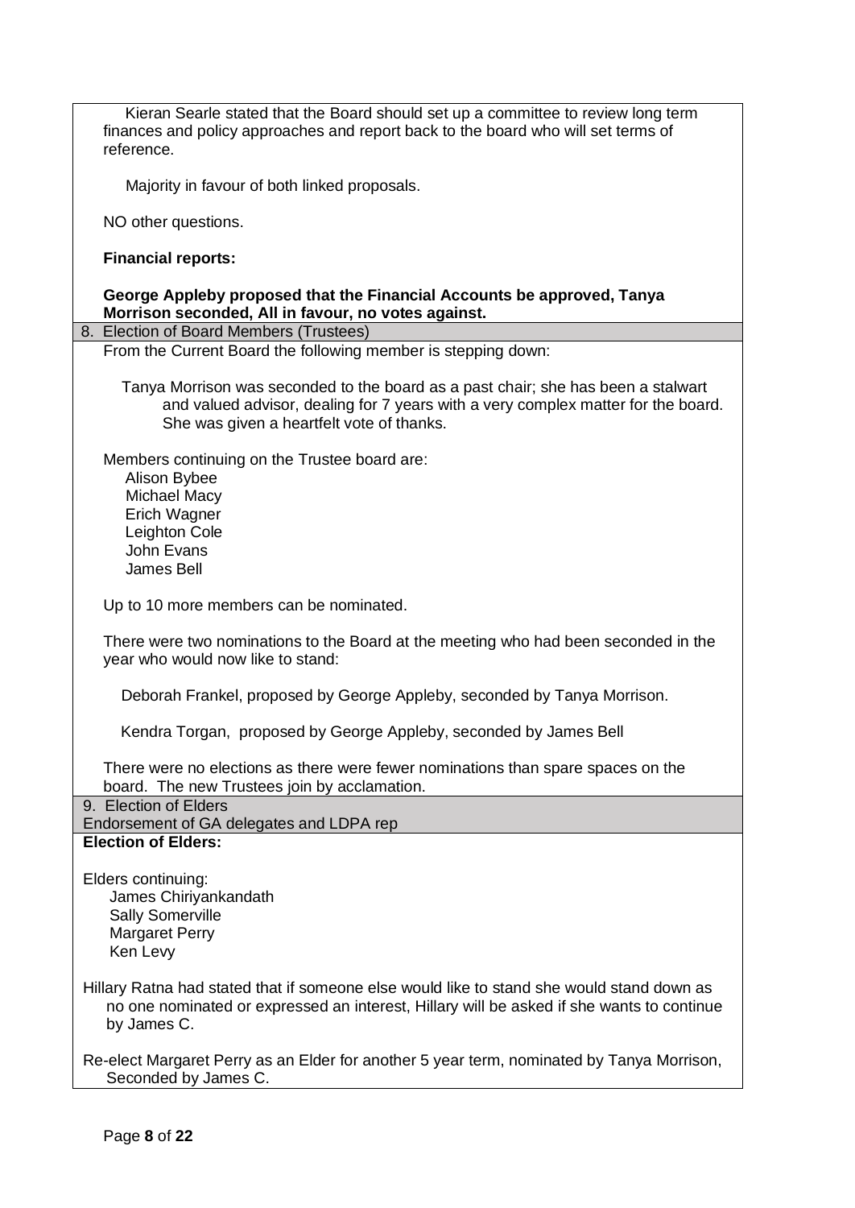Kieran Searle stated that the Board should set up a committee to review long term finances and policy approaches and report back to the board who will set terms of reference.

Majority in favour of both linked proposals.

NO other questions.

**Financial reports:**

**George Appleby proposed that the Financial Accounts be approved, Tanya Morrison seconded, All in favour, no votes against.**

## 8. Election of Board Members (Trustees)

From the Current Board the following member is stepping down:

Tanya Morrison was seconded to the board as a past chair; she has been a stalwart and valued advisor, dealing for 7 years with a very complex matter for the board. She was given a heartfelt vote of thanks.

Members continuing on the Trustee board are:

- Alison Bybee
- Michael Macy
- Erich Wagner
- Leighton Cole
- John Evans
- James Bell

Up to 10 more members can be nominated.

There were two nominations to the Board at the meeting who had been seconded in the year who would now like to stand:

Deborah Frankel, proposed by George Appleby, seconded by Tanya Morrison.

Kendra Torgan, proposed by George Appleby, seconded by James Bell

There were no elections as there were fewer nominations than spare spaces on the board. The new Trustees join by acclamation.

## 9. Election of Elders

Endorsement of GA delegates and LDPA rep

**Election of Elders:**

Elders continuing:

- James Chiriyankandath
- Sally Somerville
- Margaret Perry
- Ken Levy

Hillary Ratna had stated that if someone else would like to stand she would stand down as no one nominated or expressed an interest, Hillary will be asked if she wants to continue by James C.

Re-elect Margaret Perry as an Elder for another 5 year term, nominated by Tanya Morrison, Seconded by James C.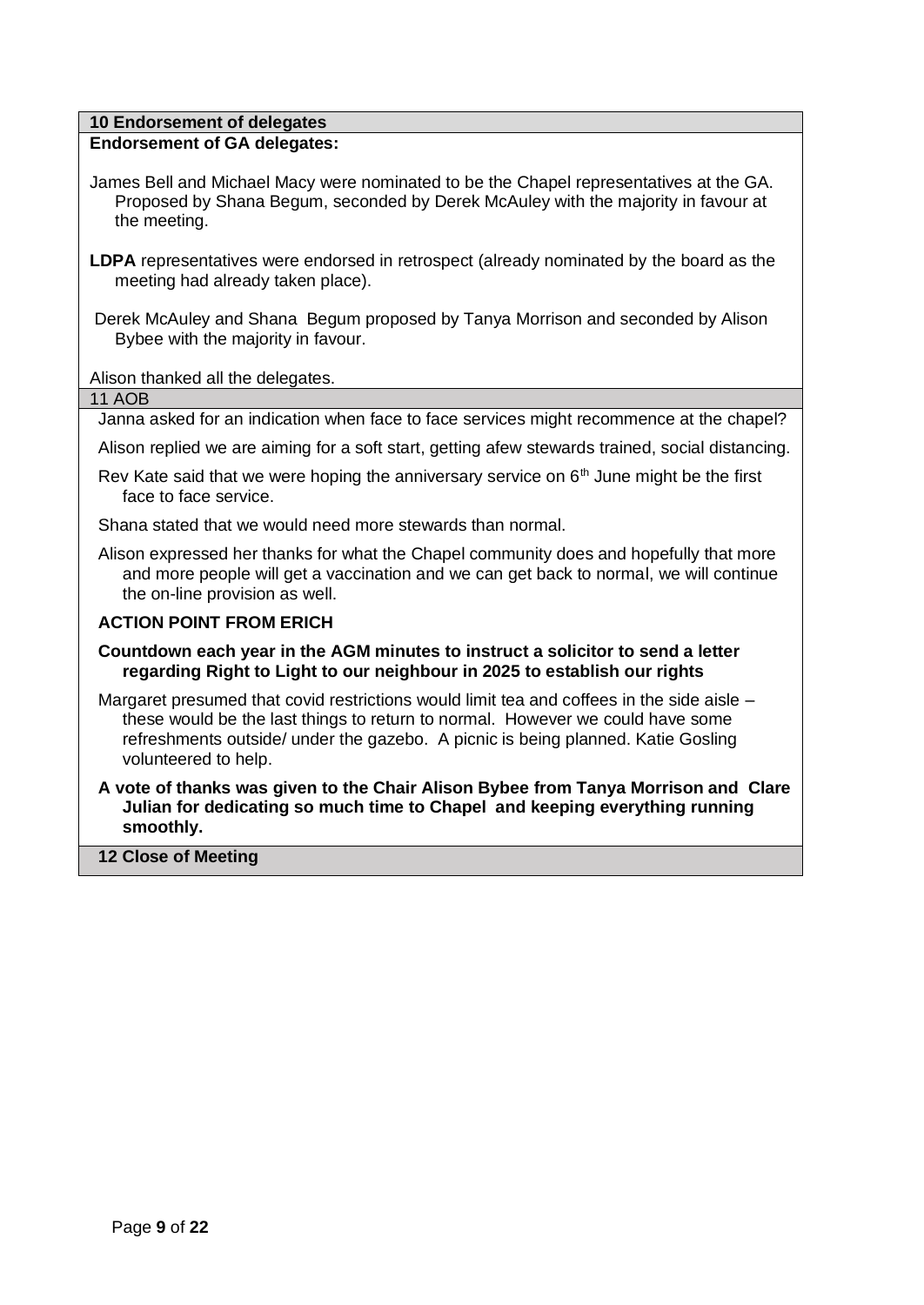**10 Endorsement of delegates**

**Endorsement of GA delegates:**

James Bell and Michael Macy were nominated to be the Chapel representatives at the GA. Proposed by Shana Begum, seconded by Derek McAuley with the majority in favour at the meeting.

**LDPA** representatives were endorsed in retrospect (already nominated by the board as the meeting had already taken place).

Derek McAuley and Shana Begum proposed by Tanya Morrison and seconded by Alison Bybee with the majority in favour.

Alison thanked all the delegates.

11 AOB

Janna asked for an indication when face to face services might recommence at the chapel?

Alison replied we are aiming for a soft start, getting afew stewards trained, social distancing.

Rev Kate said that we were hoping the anniversary service on 6th June might be the first face to face service.

Shana stated that we would need more stewards than normal.

Alison expressed her thanks for what the Chapel community does and hopefully that more and more people will get a vaccination and we can get back to normal, we will continue the on-line provision as well.

**ACTION POINT FROM ERICH**

**Countdown each year in the AGM minutes to instruct a solicitor to send a letter regarding Right to Light to our neighbour in 2025 to establish our rights**

Margaret presumed that covid restrictions would limit tea and coffees in the side aisle – these would be the last things to return to normal. However we could have some refreshments outside/ under the gazebo. A picnic is being planned. Katie Gosling volunteered to help.

**A vote of thanks was given to the Chair Alison Bybee from Tanya Morrison and Clare Julian for dedicating so much time to Chapel and keeping everything running smoothly.**

**12 Close of Meeting**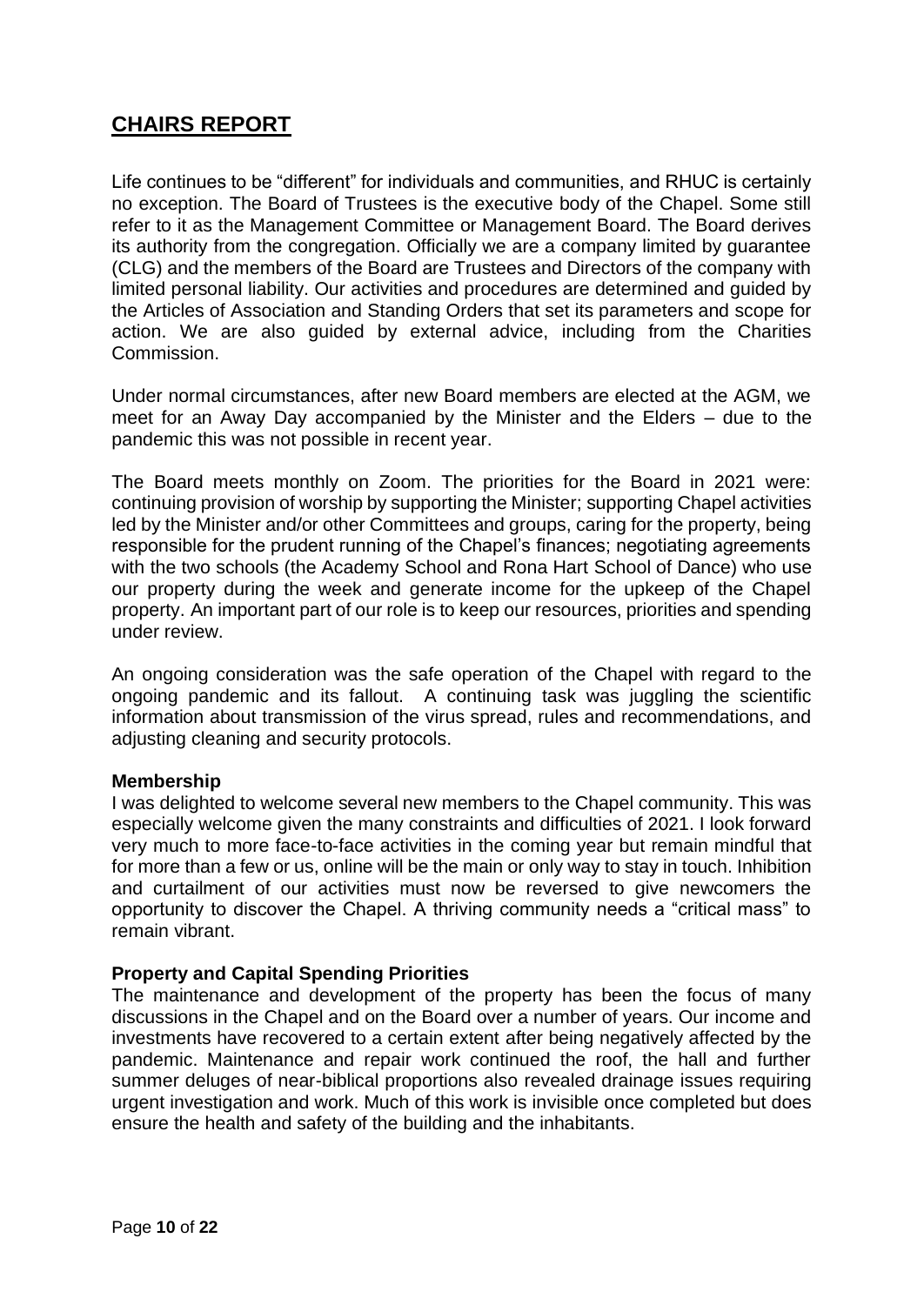# CHAIRS REPORT

Life continues to be "different" for individuals and communities, and RHUC is certainly no exception. The Board of Trustees is the executive body of the Chapel. Some still refer to it as the Management Committee or Management Board. The Board derives its authority from the congregation. Officially we are a company limited by guarantee (CLG) and the members of the Board are Trustees and Directors of the company with limited personal liability. Our activities and procedures are determined and guided by the Articles of Association and Standing Orders that set its parameters and scope for action. We are also guided by external advice, including from the Charities Commission.

Under normal circumstances, after new Board members are elected at the AGM, we meet for an Away Day accompanied by the Minister and the Elders – due to the pandemic this was not possible in recent year.

The Board meets monthly on Zoom. The priorities for the Board in 2021 were: continuing provision of worship by supporting the Minister; supporting Chapel activities led by the Minister and/or other Committees and groups, caring for the property, being responsible for the prudent running of the Chapel's finances; negotiating agreements with the two schools (the Academy School and Rona Hart School of Dance) who use our property during the week and generate income for the upkeep of the Chapel property. An important part of our role is to keep our resources, priorities and spending under review.

An ongoing consideration was the safe operation of the Chapel with regard to the ongoing pandemic and its fallout. A continuing task was juggling the scientific information about transmission of the virus spread, rules and recommendations, and adjusting cleaning and security protocols.

**Membership**

I was delighted to welcome several new members to the Chapel community. This was especially welcome given the many constraints and difficulties of 2021. I look forward very much to more face-to-face activities in the coming year but remain mindful that for more than a few or us, online will be the main or only way to stay in touch. Inhibition and curtailment of our activities must now be reversed to give newcomers the opportunity to discover the Chapel. A thriving community needs a "critical mass" to remain vibrant.

**Property and Capital Spending Priorities**

The maintenance and development of the property has been the focus of many discussions in the Chapel and on the Board over a number of years. Our income and investments have recovered to a certain extent after being negatively affected by the pandemic. Maintenance and repair work continued the roof, the hall and further summer deluges of near-biblical proportions also revealed drainage issues requiring urgent investigation and work. Much of this work is invisible once completed but does ensure the health and safety of the building and the inhabitants.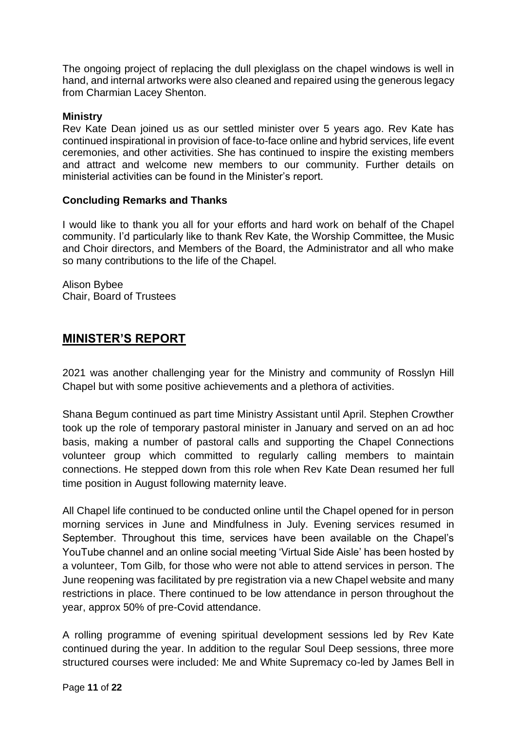The ongoing project of replacing the dull plexiglass on the chapel windows is well in hand, and internal artworks were also cleaned and repaired using the generous legacy from Charmian Lacey Shenton.

**Ministry**

Rev Kate Dean joined us as our settled minister over 5 years ago. Rev Kate has continued inspirational in provision of face-to-face online and hybrid services, life event ceremonies, and other activities. She has continued to inspire the existing members and attract and welcome new members to our community. Further details on ministerial activities can be found in the Minister's report.

**Concluding Remarks and Thanks**

I would like to thank you all for your efforts and hard work on behalf of the Chapel community. I'd particularly like to thank Rev Kate, the Worship Committee, the Music and Choir directors, and Members of the Board, the Administrator and all who make so many contributions to the life of the Chapel.

Alison Bybee
Chair, Board of Trustees

## MINISTER'S REPORT

2021 was another challenging year for the Ministry and community of Rosslyn Hill Chapel but with some positive achievements and a plethora of activities.

Shana Begum continued as part time Ministry Assistant until April. Stephen Crowther took up the role of temporary pastoral minister in January and served on an ad hoc basis, making a number of pastoral calls and supporting the Chapel Connections volunteer group which committed to regularly calling members to maintain connections. He stepped down from this role when Rev Kate Dean resumed her full time position in August following maternity leave.

All Chapel life continued to be conducted online until the Chapel opened for in person morning services in June and Mindfulness in July. Evening services resumed in September. Throughout this time, services have been available on the Chapel's YouTube channel and an online social meeting 'Virtual Side Aisle' has been hosted by a volunteer, Tom Gilb, for those who were not able to attend services in person. The June reopening was facilitated by pre registration via a new Chapel website and many restrictions in place. There continued to be low attendance in person throughout the year, approx 50% of pre-Covid attendance.

A rolling programme of evening spiritual development sessions led by Rev Kate continued during the year. In addition to the regular Soul Deep sessions, three more structured courses were included: Me and White Supremacy co-led by James Bell in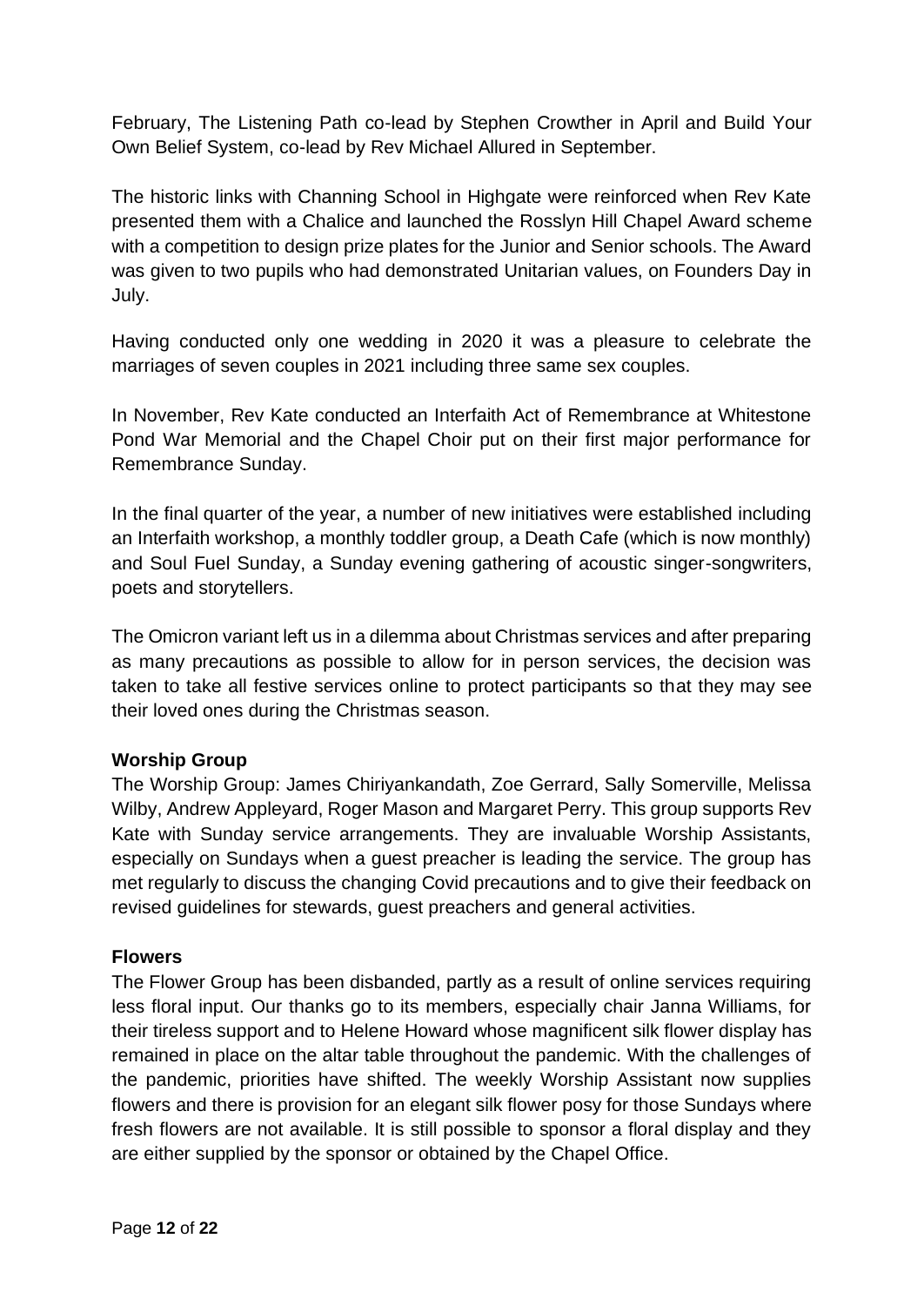February, The Listening Path co-lead by Stephen Crowther in April and Build Your Own Belief System, co-lead by Rev Michael Allured in September.

The historic links with Channing School in Highgate were reinforced when Rev Kate presented them with a Chalice and launched the Rosslyn Hill Chapel Award scheme with a competition to design prize plates for the Junior and Senior schools. The Award was given to two pupils who had demonstrated Unitarian values, on Founders Day in July.

Having conducted only one wedding in 2020 it was a pleasure to celebrate the marriages of seven couples in 2021 including three same sex couples.

In November, Rev Kate conducted an Interfaith Act of Remembrance at Whitestone Pond War Memorial and the Chapel Choir put on their first major performance for Remembrance Sunday.

In the final quarter of the year, a number of new initiatives were established including an Interfaith workshop, a monthly toddler group, a Death Cafe (which is now monthly) and Soul Fuel Sunday, a Sunday evening gathering of acoustic singer-songwriters, poets and storytellers.

The Omicron variant left us in a dilemma about Christmas services and after preparing as many precautions as possible to allow for in person services, the decision was taken to take all festive services online to protect participants so that they may see their loved ones during the Christmas season.

**Worship Group**

The Worship Group: James Chiriyankandath, Zoe Gerrard, Sally Somerville, Melissa Wilby, Andrew Appleyard, Roger Mason and Margaret Perry. This group supports Rev Kate with Sunday service arrangements. They are invaluable Worship Assistants, especially on Sundays when a guest preacher is leading the service. The group has met regularly to discuss the changing Covid precautions and to give their feedback on revised guidelines for stewards, guest preachers and general activities.

**Flowers**

The Flower Group has been disbanded, partly as a result of online services requiring less floral input. Our thanks go to its members, especially chair Janna Williams, for their tireless support and to Helene Howard whose magnificent silk flower display has remained in place on the altar table throughout the pandemic. With the challenges of the pandemic, priorities have shifted. The weekly Worship Assistant now supplies flowers and there is provision for an elegant silk flower posy for those Sundays where fresh flowers are not available. It is still possible to sponsor a floral display and they are either supplied by the sponsor or obtained by the Chapel Office.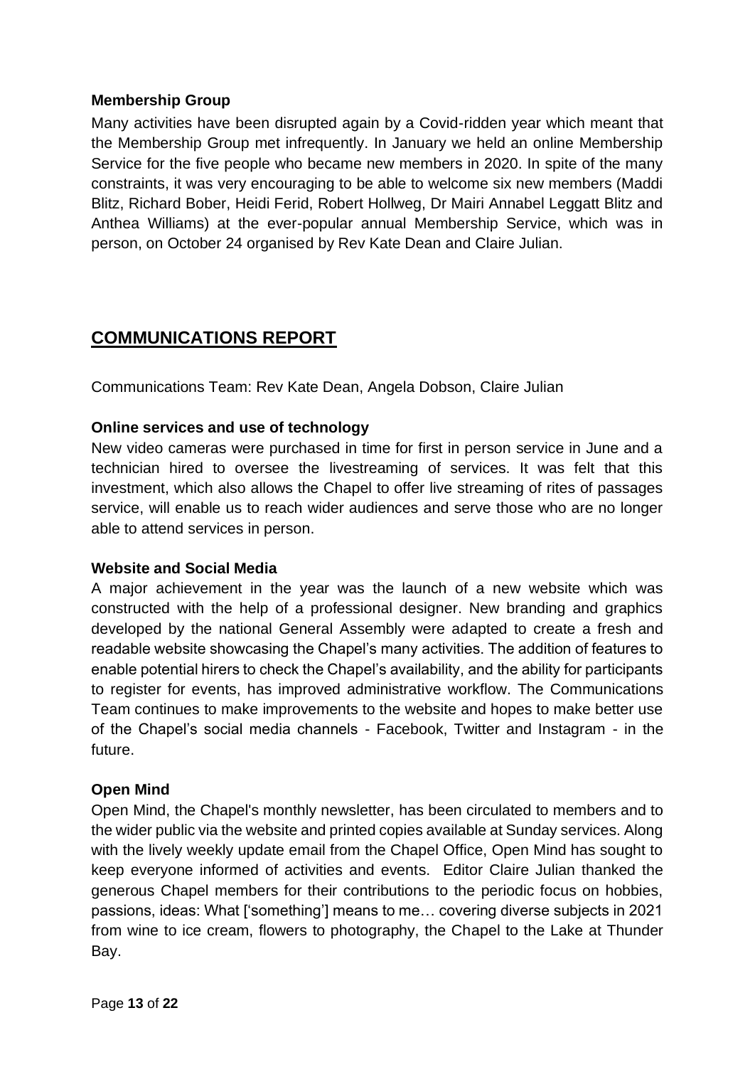### Membership Group

Many activities have been disrupted again by a Covid-ridden year which meant that the Membership Group met infrequently. In January we held an online Membership Service for the five people who became new members in 2020. In spite of the many constraints, it was very encouraging to be able to welcome six new members (Maddi Blitz, Richard Bober, Heidi Ferid, Robert Hollweg, Dr Mairi Annabel Leggatt Blitz and Anthea Williams) at the ever-popular annual Membership Service, which was in person, on October 24 organised by Rev Kate Dean and Claire Julian.

## COMMUNICATIONS REPORT

Communications Team: Rev Kate Dean, Angela Dobson, Claire Julian

### Online services and use of technology

New video cameras were purchased in time for first in person service in June and a technician hired to oversee the livestreaming of services. It was felt that this investment, which also allows the Chapel to offer live streaming of rites of passages service, will enable us to reach wider audiences and serve those who are no longer able to attend services in person.

### Website and Social Media

A major achievement in the year was the launch of a new website which was constructed with the help of a professional designer. New branding and graphics developed by the national General Assembly were adapted to create a fresh and readable website showcasing the Chapel's many activities. The addition of features to enable potential hirers to check the Chapel's availability, and the ability for participants to register for events, has improved administrative workflow. The Communications Team continues to make improvements to the website and hopes to make better use of the Chapel's social media channels - Facebook, Twitter and Instagram - in the future.

### Open Mind

Open Mind, the Chapel's monthly newsletter, has been circulated to members and to the wider public via the website and printed copies available at Sunday services. Along with the lively weekly update email from the Chapel Office, Open Mind has sought to keep everyone informed of activities and events. Editor Claire Julian thanked the generous Chapel members for their contributions to the periodic focus on hobbies, passions, ideas: What ['something'] means to me… covering diverse subjects in 2021 from wine to ice cream, flowers to photography, the Chapel to the Lake at Thunder Bay.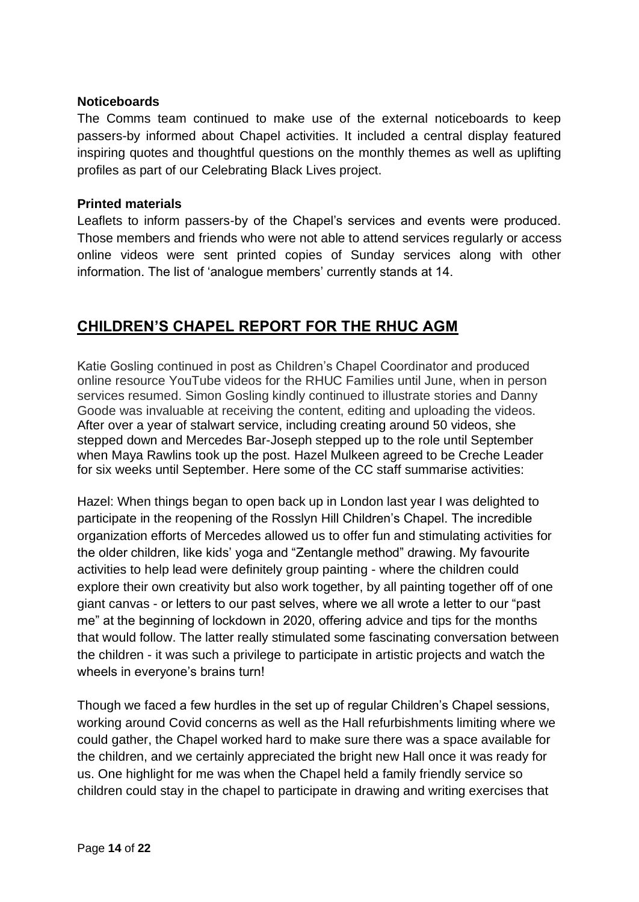### Noticeboards

The Comms team continued to make use of the external noticeboards to keep passers-by informed about Chapel activities. It included a central display featured inspiring quotes and thoughtful questions on the monthly themes as well as uplifting profiles as part of our Celebrating Black Lives project.

### Printed materials

Leaflets to inform passers-by of the Chapel's services and events were produced. Those members and friends who were not able to attend services regularly or access online videos were sent printed copies of Sunday services along with other information. The list of 'analogue members' currently stands at 14.

## CHILDREN'S CHAPEL REPORT FOR THE RHUC AGM

Katie Gosling continued in post as Children's Chapel Coordinator and produced online resource YouTube videos for the RHUC Families until June, when in person services resumed. Simon Gosling kindly continued to illustrate stories and Danny Goode was invaluable at receiving the content, editing and uploading the videos. After over a year of stalwart service, including creating around 50 videos, she stepped down and Mercedes Bar-Joseph stepped up to the role until September when Maya Rawlins took up the post. Hazel Mulkeen agreed to be Creche Leader for six weeks until September. Here some of the CC staff summarise activities:

Hazel: When things began to open back up in London last year I was delighted to participate in the reopening of the Rosslyn Hill Children's Chapel. The incredible organization efforts of Mercedes allowed us to offer fun and stimulating activities for the older children, like kids' yoga and "Zentangle method" drawing. My favourite activities to help lead were definitely group painting - where the children could explore their own creativity but also work together, by all painting together off of one giant canvas - or letters to our past selves, where we all wrote a letter to our "past me" at the beginning of lockdown in 2020, offering advice and tips for the months that would follow. The latter really stimulated some fascinating conversation between the children - it was such a privilege to participate in artistic projects and watch the wheels in everyone's brains turn!

Though we faced a few hurdles in the set up of regular Children's Chapel sessions, working around Covid concerns as well as the Hall refurbishments limiting where we could gather, the Chapel worked hard to make sure there was a space available for the children, and we certainly appreciated the bright new Hall once it was ready for us. One highlight for me was when the Chapel held a family friendly service so children could stay in the chapel to participate in drawing and writing exercises that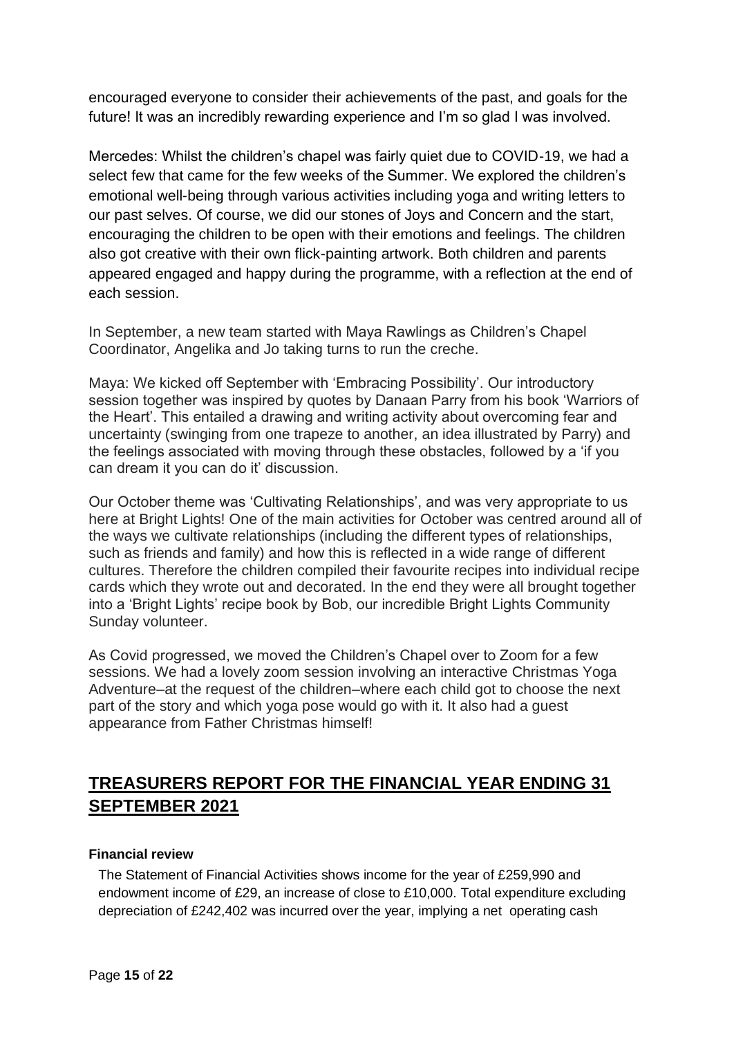encouraged everyone to consider their achievements of the past, and goals for the future! It was an incredibly rewarding experience and I'm so glad I was involved.

Mercedes: Whilst the children's chapel was fairly quiet due to COVID-19, we had a select few that came for the few weeks of the Summer. We explored the children's emotional well-being through various activities including yoga and writing letters to our past selves. Of course, we did our stones of Joys and Concern and the start, encouraging the children to be open with their emotions and feelings. The children also got creative with their own flick-painting artwork. Both children and parents appeared engaged and happy during the programme, with a reflection at the end of each session.

In September, a new team started with Maya Rawlings as Children's Chapel Coordinator, Angelika and Jo taking turns to run the creche.

Maya: We kicked off September with 'Embracing Possibility'. Our introductory session together was inspired by quotes by Danaan Parry from his book 'Warriors of the Heart'. This entailed a drawing and writing activity about overcoming fear and uncertainty (swinging from one trapeze to another, an idea illustrated by Parry) and the feelings associated with moving through these obstacles, followed by a 'if you can dream it you can do it' discussion.

Our October theme was 'Cultivating Relationships', and was very appropriate to us here at Bright Lights! One of the main activities for October was centred around all of the ways we cultivate relationships (including the different types of relationships, such as friends and family) and how this is reflected in a wide range of different cultures. Therefore the children compiled their favourite recipes into individual recipe cards which they wrote out and decorated. In the end they were all brought together into a 'Bright Lights' recipe book by Bob, our incredible Bright Lights Community Sunday volunteer.

As Covid progressed, we moved the Children's Chapel over to Zoom for a few sessions. We had a lovely zoom session involving an interactive Christmas Yoga Adventure–at the request of the children–where each child got to choose the next part of the story and which yoga pose would go with it. It also had a guest appearance from Father Christmas himself!

## TREASURERS REPORT FOR THE FINANCIAL YEAR ENDING 31 SEPTEMBER 2021

**Financial review**

The Statement of Financial Activities shows income for the year of £259,990 and endowment income of £29, an increase of close to £10,000. Total expenditure excluding depreciation of £242,402 was incurred over the year, implying a net operating cash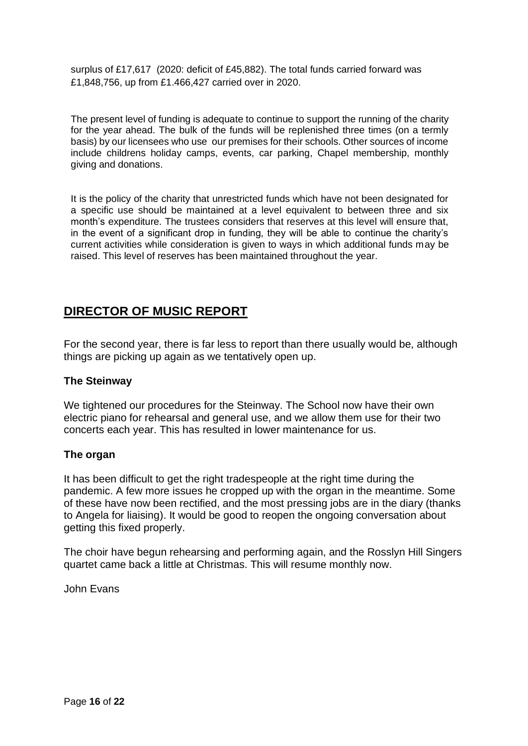surplus of £17,617 (2020: deficit of £45,882). The total funds carried forward was £1,848,756, up from £1.466,427 carried over in 2020.

The present level of funding is adequate to continue to support the running of the charity for the year ahead. The bulk of the funds will be replenished three times (on a termly basis) by our licensees who use our premises for their schools. Other sources of income include childrens holiday camps, events, car parking, Chapel membership, monthly giving and donations.

It is the policy of the charity that unrestricted funds which have not been designated for a specific use should be maintained at a level equivalent to between three and six month's expenditure. The trustees considers that reserves at this level will ensure that, in the event of a significant drop in funding, they will be able to continue the charity's current activities while consideration is given to ways in which additional funds may be raised. This level of reserves has been maintained throughout the year.

## DIRECTOR OF MUSIC REPORT

For the second year, there is far less to report than there usually would be, although things are picking up again as we tentatively open up.

### The Steinway

We tightened our procedures for the Steinway. The School now have their own electric piano for rehearsal and general use, and we allow them use for their two concerts each year. This has resulted in lower maintenance for us.

### The organ

It has been difficult to get the right tradespeople at the right time during the pandemic. A few more issues he cropped up with the organ in the meantime. Some of these have now been rectified, and the most pressing jobs are in the diary (thanks to Angela for liaising). It would be good to reopen the ongoing conversation about getting this fixed properly.

The choir have begun rehearsing and performing again, and the Rosslyn Hill Singers quartet came back a little at Christmas. This will resume monthly now.

John Evans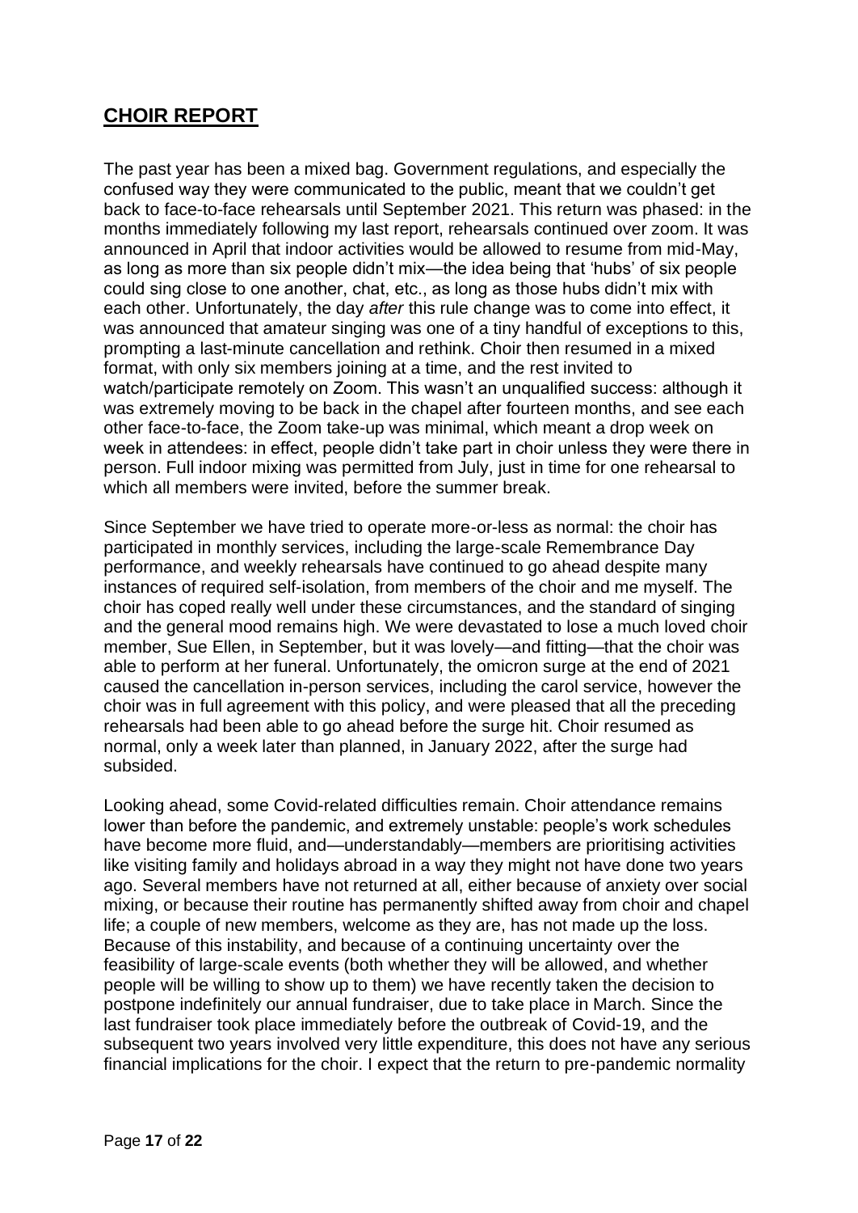## **CHOIR REPORT**

The past year has been a mixed bag. Government regulations, and especially the confused way they were communicated to the public, meant that we couldn't get back to face-to-face rehearsals until September 2021. This return was phased: in the months immediately following my last report, rehearsals continued over zoom. It was announced in April that indoor activities would be allowed to resume from mid-May, as long as more than six people didn't mix—the idea being that 'hubs' of six people could sing close to one another, chat, etc., as long as those hubs didn't mix with each other. Unfortunately, the day *after* this rule change was to come into effect, it was announced that amateur singing was one of a tiny handful of exceptions to this, prompting a last-minute cancellation and rethink. Choir then resumed in a mixed format, with only six members joining at a time, and the rest invited to watch/participate remotely on Zoom. This wasn't an unqualified success: although it was extremely moving to be back in the chapel after fourteen months, and see each other face-to-face, the Zoom take-up was minimal, which meant a drop week on week in attendees: in effect, people didn't take part in choir unless they were there in person. Full indoor mixing was permitted from July, just in time for one rehearsal to which all members were invited, before the summer break.

Since September we have tried to operate more-or-less as normal: the choir has participated in monthly services, including the large-scale Remembrance Day performance, and weekly rehearsals have continued to go ahead despite many instances of required self-isolation, from members of the choir and me myself. The choir has coped really well under these circumstances, and the standard of singing and the general mood remains high. We were devastated to lose a much loved choir member, Sue Ellen, in September, but it was lovely—and fitting—that the choir was able to perform at her funeral. Unfortunately, the omicron surge at the end of 2021 caused the cancellation in-person services, including the carol service, however the choir was in full agreement with this policy, and were pleased that all the preceding rehearsals had been able to go ahead before the surge hit. Choir resumed as normal, only a week later than planned, in January 2022, after the surge had subsided.

Looking ahead, some Covid-related difficulties remain. Choir attendance remains lower than before the pandemic, and extremely unstable: people's work schedules have become more fluid, and—understandably—members are prioritising activities like visiting family and holidays abroad in a way they might not have done two years ago. Several members have not returned at all, either because of anxiety over social mixing, or because their routine has permanently shifted away from choir and chapel life; a couple of new members, welcome as they are, has not made up the loss. Because of this instability, and because of a continuing uncertainty over the feasibility of large-scale events (both whether they will be allowed, and whether people will be willing to show up to them) we have recently taken the decision to postpone indefinitely our annual fundraiser, due to take place in March. Since the last fundraiser took place immediately before the outbreak of Covid-19, and the subsequent two years involved very little expenditure, this does not have any serious financial implications for the choir. I expect that the return to pre-pandemic normality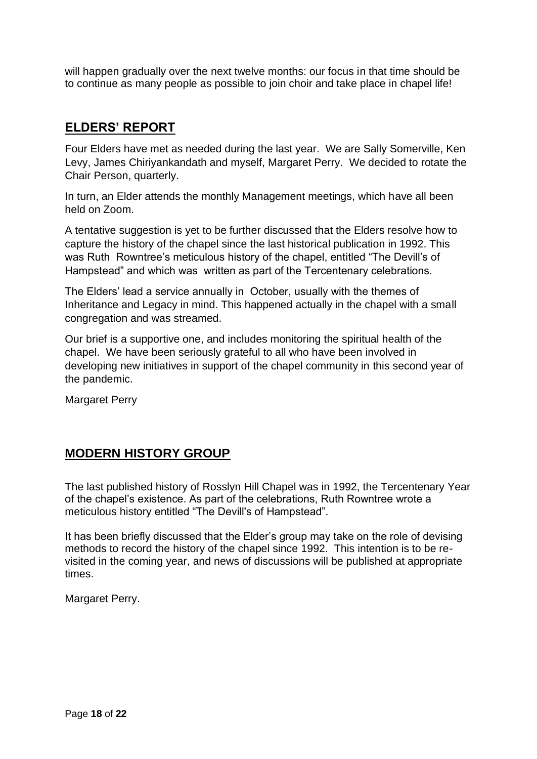will happen gradually over the next twelve months: our focus in that time should be to continue as many people as possible to join choir and take place in chapel life!

## ELDERS' REPORT

Four Elders have met as needed during the last year. We are Sally Somerville, Ken Levy, James Chiriyankandath and myself, Margaret Perry. We decided to rotate the Chair Person, quarterly.

In turn, an Elder attends the monthly Management meetings, which have all been held on Zoom.

A tentative suggestion is yet to be further discussed that the Elders resolve how to capture the history of the chapel since the last historical publication in 1992. This was Ruth Rowntree's meticulous history of the chapel, entitled "The Devill's of Hampstead" and which was written as part of the Tercentenary celebrations.

The Elders' lead a service annually in October, usually with the themes of Inheritance and Legacy in mind. This happened actually in the chapel with a small congregation and was streamed.

Our brief is a supportive one, and includes monitoring the spiritual health of the chapel. We have been seriously grateful to all who have been involved in developing new initiatives in support of the chapel community in this second year of the pandemic.

Margaret Perry

## MODERN HISTORY GROUP

The last published history of Rosslyn Hill Chapel was in 1992, the Tercentenary Year of the chapel's existence. As part of the celebrations, Ruth Rowntree wrote a meticulous history entitled "The Devill's of Hampstead".

It has been briefly discussed that the Elder's group may take on the role of devising methods to record the history of the chapel since 1992. This intention is to be re-visited in the coming year, and news of discussions will be published at appropriate times.

Margaret Perry.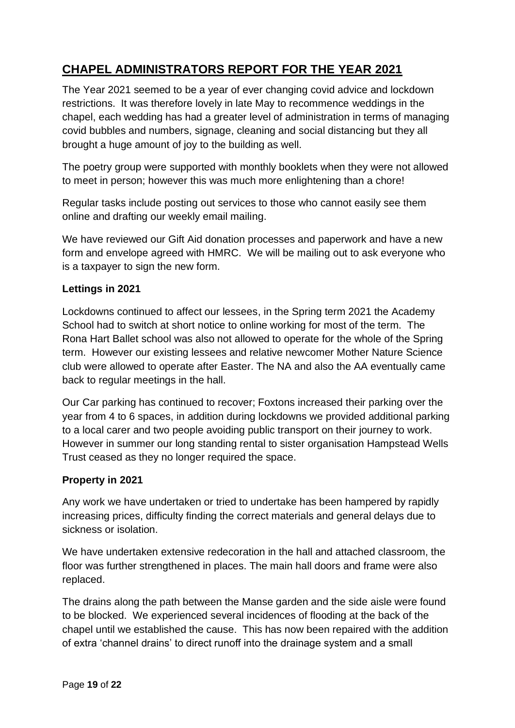# CHAPEL ADMINISTRATORS REPORT FOR THE YEAR 2021

The Year 2021 seemed to be a year of ever changing covid advice and lockdown restrictions. It was therefore lovely in late May to recommence weddings in the chapel, each wedding has had a greater level of administration in terms of managing covid bubbles and numbers, signage, cleaning and social distancing but they all brought a huge amount of joy to the building as well.

The poetry group were supported with monthly booklets when they were not allowed to meet in person; however this was much more enlightening than a chore!

Regular tasks include posting out services to those who cannot easily see them online and drafting our weekly email mailing.

We have reviewed our Gift Aid donation processes and paperwork and have a new form and envelope agreed with HMRC. We will be mailing out to ask everyone who is a taxpayer to sign the new form.

**Lettings in 2021**

Lockdowns continued to affect our lessees, in the Spring term 2021 the Academy School had to switch at short notice to online working for most of the term. The Rona Hart Ballet school was also not allowed to operate for the whole of the Spring term. However our existing lessees and relative newcomer Mother Nature Science club were allowed to operate after Easter. The NA and also the AA eventually came back to regular meetings in the hall.

Our Car parking has continued to recover; Foxtons increased their parking over the year from 4 to 6 spaces, in addition during lockdowns we provided additional parking to a local carer and two people avoiding public transport on their journey to work. However in summer our long standing rental to sister organisation Hampstead Wells Trust ceased as they no longer required the space.

**Property in 2021**

Any work we have undertaken or tried to undertake has been hampered by rapidly increasing prices, difficulty finding the correct materials and general delays due to sickness or isolation.

We have undertaken extensive redecoration in the hall and attached classroom, the floor was further strengthened in places. The main hall doors and frame were also replaced.

The drains along the path between the Manse garden and the side aisle were found to be blocked. We experienced several incidences of flooding at the back of the chapel until we established the cause. This has now been repaired with the addition of extra 'channel drains' to direct runoff into the drainage system and a small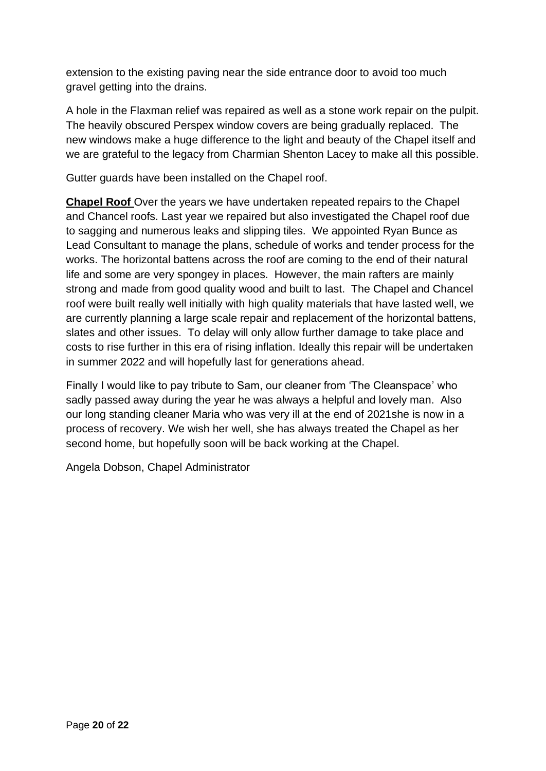extension to the existing paving near the side entrance door to avoid too much gravel getting into the drains.

A hole in the Flaxman relief was repaired as well as a stone work repair on the pulpit. The heavily obscured Perspex window covers are being gradually replaced. The new windows make a huge difference to the light and beauty of the Chapel itself and we are grateful to the legacy from Charmian Shenton Lacey to make all this possible.

Gutter guards have been installed on the Chapel roof.

**Chapel Roof** Over the years we have undertaken repeated repairs to the Chapel and Chancel roofs. Last year we repaired but also investigated the Chapel roof due to sagging and numerous leaks and slipping tiles. We appointed Ryan Bunce as Lead Consultant to manage the plans, schedule of works and tender process for the works. The horizontal battens across the roof are coming to the end of their natural life and some are very spongey in places. However, the main rafters are mainly strong and made from good quality wood and built to last. The Chapel and Chancel roof were built really well initially with high quality materials that have lasted well, we are currently planning a large scale repair and replacement of the horizontal battens, slates and other issues. To delay will only allow further damage to take place and costs to rise further in this era of rising inflation. Ideally this repair will be undertaken in summer 2022 and will hopefully last for generations ahead.

Finally I would like to pay tribute to Sam, our cleaner from 'The Cleanspace' who sadly passed away during the year he was always a helpful and lovely man. Also our long standing cleaner Maria who was very ill at the end of 2021she is now in a process of recovery. We wish her well, she has always treated the Chapel as her second home, but hopefully soon will be back working at the Chapel.

Angela Dobson, Chapel Administrator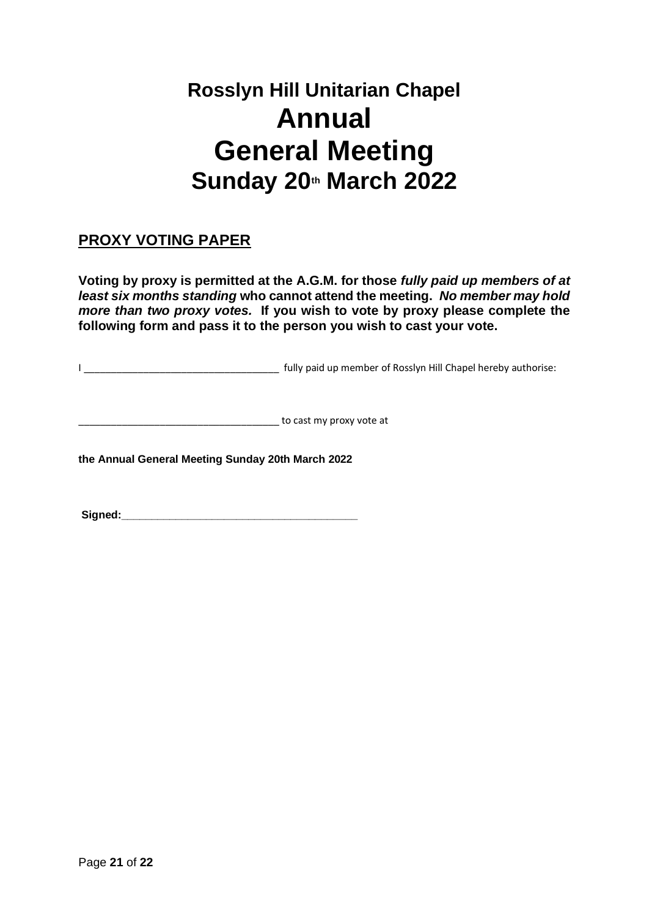# Rosslyn Hill Unitarian Chapel
# Annual
# General Meeting
# Sunday 20th March 2022

## PROXY VOTING PAPER

**Voting by proxy is permitted at the A.G.M. for those *fully paid up members of at least six months standing* who cannot attend the meeting. *No member may hold more than two proxy votes.* If you wish to vote by proxy please complete the following form and pass it to the person you wish to cast your vote.**

I ___________________________________ fully paid up member of Rosslyn Hill Chapel hereby authorise:

____________________________________ to cast my proxy vote at

**the Annual General Meeting Sunday 20th March 2022**

**Signed:**_________________________________________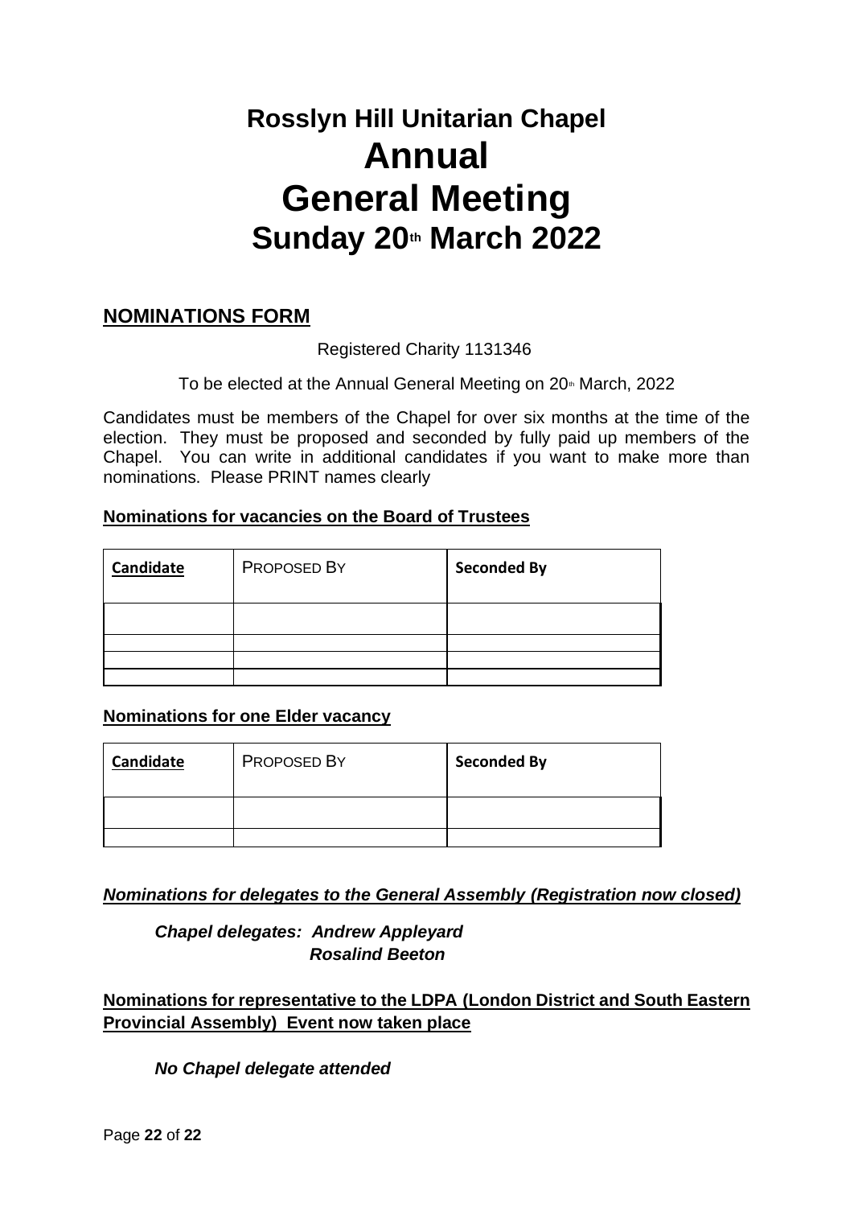# Rosslyn Hill Unitarian Chapel

# Annual General Meeting

# Sunday 20th March 2022

## NOMINATIONS FORM

Registered Charity 1131346

To be elected at the Annual General Meeting on 20th March, 2022

Candidates must be members of the Chapel for over six months at the time of the election. They must be proposed and seconded by fully paid up members of the Chapel. You can write in additional candidates if you want to make more than nominations. Please PRINT names clearly

**Nominations for vacancies on the Board of Trustees**

| Candidate | PROPOSED BY | Seconded By |
|---|---|---|
| | | |
| | | |
| | | |
| | | |

**Nominations for one Elder vacancy**

| Candidate | PROPOSED BY | Seconded By |
|---|---|---|
| | | |
| | | |

***Nominations for delegates to the General Assembly (Registration now closed)***

***Chapel delegates: Andrew Appleyard***
***Rosalind Beeton***

**Nominations for representative to the LDPA (London District and South Eastern Provincial Assembly) Event now taken place**

***No Chapel delegate attended***